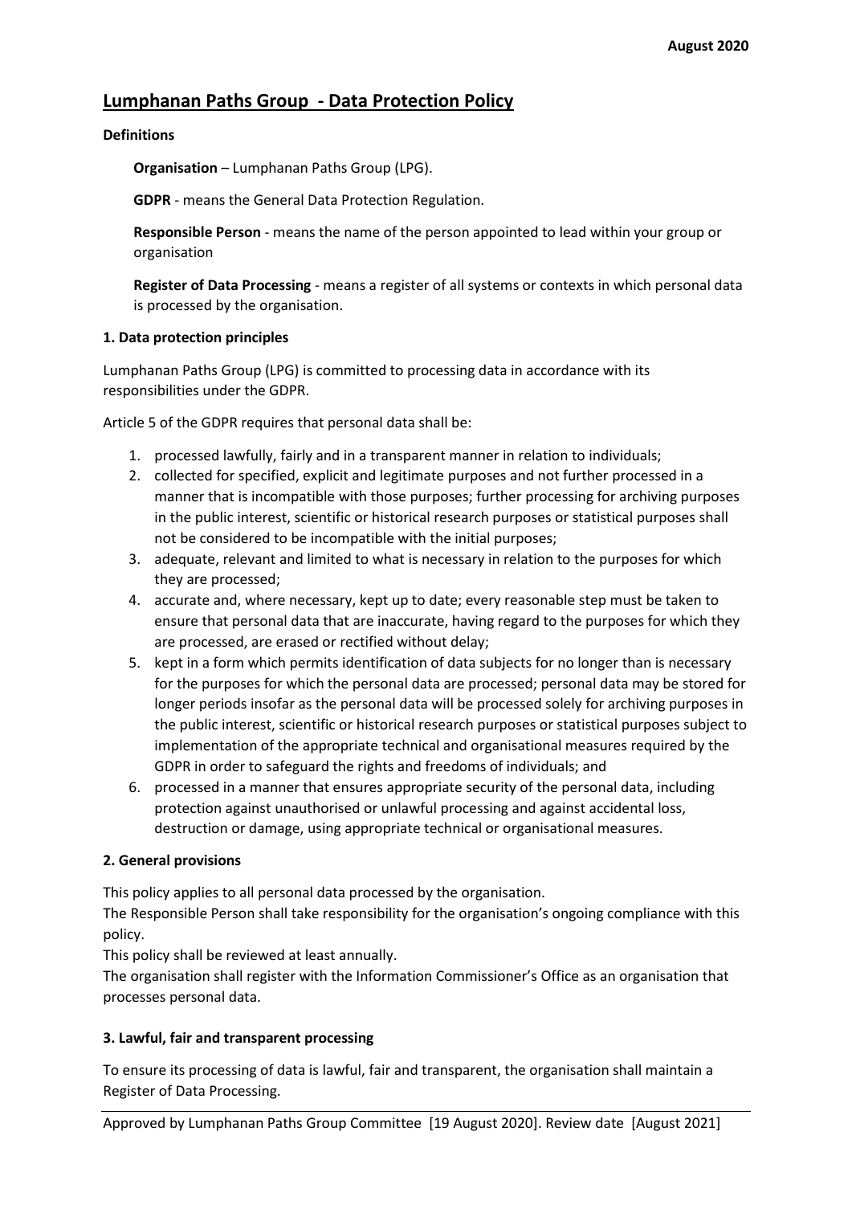# Lumphanan Paths Group - Data Protection Policy

**Definitions**

**Organisation** – Lumphanan Paths Group (LPG).

**GDPR** - means the General Data Protection Regulation.

**Responsible Person** - means the name of the person appointed to lead within your group or organisation

**Register of Data Processing** - means a register of all systems or contexts in which personal data is processed by the organisation.

**1. Data protection principles**

Lumphanan Paths Group (LPG) is committed to processing data in accordance with its responsibilities under the GDPR.

Article 5 of the GDPR requires that personal data shall be:

1. processed lawfully, fairly and in a transparent manner in relation to individuals;
2. collected for specified, explicit and legitimate purposes and not further processed in a manner that is incompatible with those purposes; further processing for archiving purposes in the public interest, scientific or historical research purposes or statistical purposes shall not be considered to be incompatible with the initial purposes;
3. adequate, relevant and limited to what is necessary in relation to the purposes for which they are processed;
4. accurate and, where necessary, kept up to date; every reasonable step must be taken to ensure that personal data that are inaccurate, having regard to the purposes for which they are processed, are erased or rectified without delay;
5. kept in a form which permits identification of data subjects for no longer than is necessary for the purposes for which the personal data are processed; personal data may be stored for longer periods insofar as the personal data will be processed solely for archiving purposes in the public interest, scientific or historical research purposes or statistical purposes subject to implementation of the appropriate technical and organisational measures required by the GDPR in order to safeguard the rights and freedoms of individuals; and
6. processed in a manner that ensures appropriate security of the personal data, including protection against unauthorised or unlawful processing and against accidental loss, destruction or damage, using appropriate technical or organisational measures.

**2. General provisions**

This policy applies to all personal data processed by the organisation.
The Responsible Person shall take responsibility for the organisation's ongoing compliance with this policy.
This policy shall be reviewed at least annually.
The organisation shall register with the Information Commissioner's Office as an organisation that processes personal data.

**3. Lawful, fair and transparent processing**

To ensure its processing of data is lawful, fair and transparent, the organisation shall maintain a Register of Data Processing.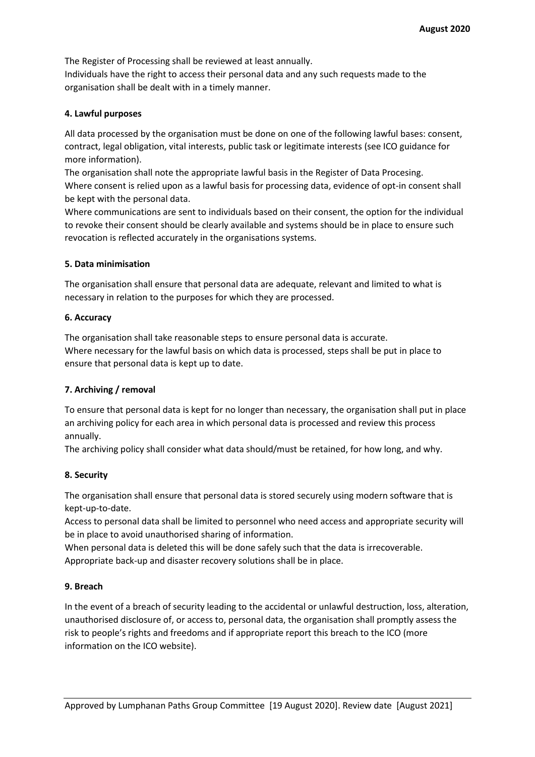The Register of Processing shall be reviewed at least annually.
Individuals have the right to access their personal data and any such requests made to the organisation shall be dealt with in a timely manner.

**4. Lawful purposes**

All data processed by the organisation must be done on one of the following lawful bases: consent, contract, legal obligation, vital interests, public task or legitimate interests (see ICO guidance for more information).
The organisation shall note the appropriate lawful basis in the Register of Data Procesing.
Where consent is relied upon as a lawful basis for processing data, evidence of opt-in consent shall be kept with the personal data.
Where communications are sent to individuals based on their consent, the option for the individual to revoke their consent should be clearly available and systems should be in place to ensure such revocation is reflected accurately in the organisations systems.

**5. Data minimisation**

The organisation shall ensure that personal data are adequate, relevant and limited to what is necessary in relation to the purposes for which they are processed.

**6. Accuracy**

The organisation shall take reasonable steps to ensure personal data is accurate.
Where necessary for the lawful basis on which data is processed, steps shall be put in place to ensure that personal data is kept up to date.

**7. Archiving / removal**

To ensure that personal data is kept for no longer than necessary, the organisation shall put in place an archiving policy for each area in which personal data is processed and review this process annually.
The archiving policy shall consider what data should/must be retained, for how long, and why.

**8. Security**

The organisation shall ensure that personal data is stored securely using modern software that is kept-up-to-date.
Access to personal data shall be limited to personnel who need access and appropriate security will be in place to avoid unauthorised sharing of information.
When personal data is deleted this will be done safely such that the data is irrecoverable.
Appropriate back-up and disaster recovery solutions shall be in place.

**9. Breach**

In the event of a breach of security leading to the accidental or unlawful destruction, loss, alteration, unauthorised disclosure of, or access to, personal data, the organisation shall promptly assess the risk to people's rights and freedoms and if appropriate report this breach to the ICO (more information on the ICO website).

Approved by Lumphanan Paths Group Committee [19 August 2020]. Review date [August 2021]